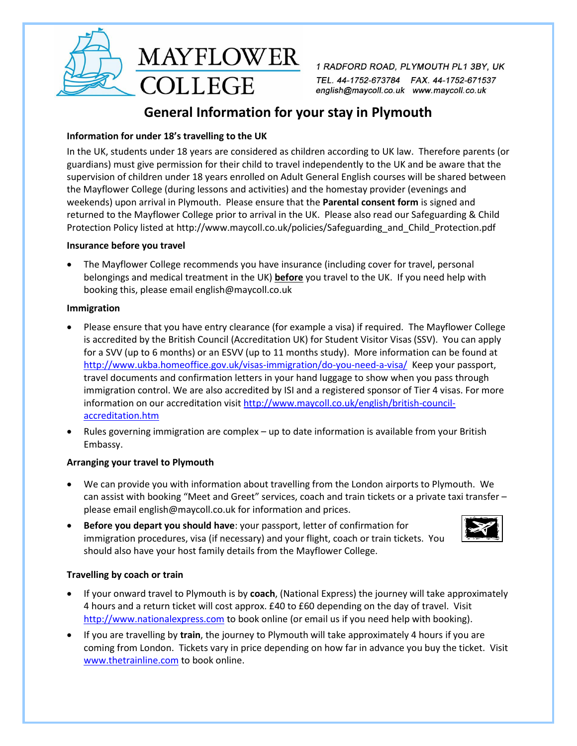# MAYFLOWER COLLEGE

*1 RADFORD ROAD, PLYMOUTH PL1 3BY, UK*
*TEL. 44-1752-673784 FAX. 44-1752-671537*
*english@maycoll.co.uk www.maycoll.co.uk*

## General Information for your stay in Plymouth

**Information for under 18's travelling to the UK**

In the UK, students under 18 years are considered as children according to UK law. Therefore parents (or guardians) must give permission for their child to travel independently to the UK and be aware that the supervision of children under 18 years enrolled on Adult General English courses will be shared between the Mayflower College (during lessons and activities) and the homestay provider (evenings and weekends) upon arrival in Plymouth. Please ensure that the **Parental consent form** is signed and returned to the Mayflower College prior to arrival in the UK. Please also read our Safeguarding & Child Protection Policy listed at http://www.maycoll.co.uk/policies/Safeguarding_and_Child_Protection.pdf

**Insurance before you travel**

- The Mayflower College recommends you have insurance (including cover for travel, personal belongings and medical treatment in the UK) **before** you travel to the UK. If you need help with booking this, please email english@maycoll.co.uk

**Immigration**

- Please ensure that you have entry clearance (for example a visa) if required. The Mayflower College is accredited by the British Council (Accreditation UK) for Student Visitor Visas (SSV). You can apply for a SVV (up to 6 months) or an ESVV (up to 11 months study). More information can be found at http://www.ukba.homeoffice.gov.uk/visas-immigration/do-you-need-a-visa/ Keep your passport, travel documents and confirmation letters in your hand luggage to show when you pass through immigration control. We are also accredited by ISI and a registered sponsor of Tier 4 visas. For more information on our accreditation visit http://www.maycoll.co.uk/english/british-council-accreditation.htm
- Rules governing immigration are complex – up to date information is available from your British Embassy.

**Arranging your travel to Plymouth**

- We can provide you with information about travelling from the London airports to Plymouth. We can assist with booking "Meet and Greet" services, coach and train tickets or a private taxi transfer – please email english@maycoll.co.uk for information and prices.
- **Before you depart you should have**: your passport, letter of confirmation for immigration procedures, visa (if necessary) and your flight, coach or train tickets. You should also have your host family details from the Mayflower College.

**Travelling by coach or train**

- If your onward travel to Plymouth is by **coach**, (National Express) the journey will take approximately 4 hours and a return ticket will cost approx. £40 to £60 depending on the day of travel. Visit http://www.nationalexpress.com to book online (or email us if you need help with booking).
- If you are travelling by **train**, the journey to Plymouth will take approximately 4 hours if you are coming from London. Tickets vary in price depending on how far in advance you buy the ticket. Visit www.thetrainline.com to book online.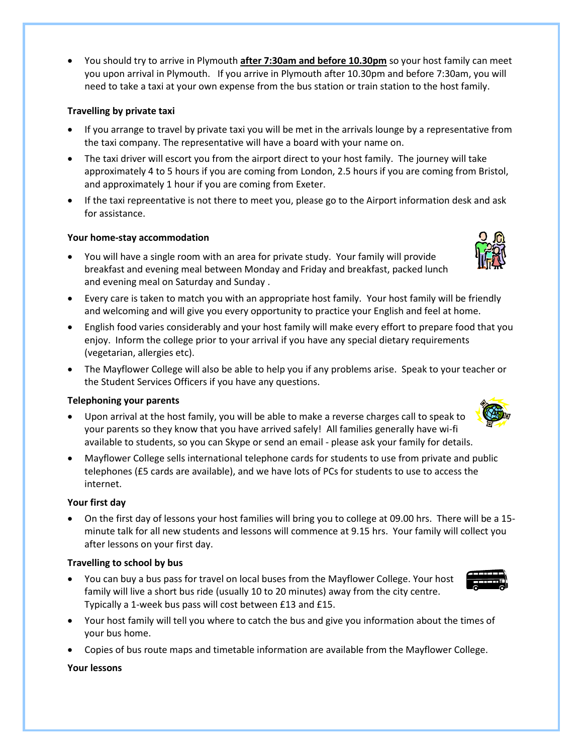- You should try to arrive in Plymouth **after 7:30am and before 10.30pm** so your host family can meet you upon arrival in Plymouth. If you arrive in Plymouth after 10.30pm and before 7:30am, you will need to take a taxi at your own expense from the bus station or train station to the host family.

**Travelling by private taxi**

- If you arrange to travel by private taxi you will be met in the arrivals lounge by a representative from the taxi company. The representative will have a board with your name on.
- The taxi driver will escort you from the airport direct to your host family. The journey will take approximately 4 to 5 hours if you are coming from London, 2.5 hours if you are coming from Bristol, and approximately 1 hour if you are coming from Exeter.
- If the taxi repreentative is not there to meet you, please go to the Airport information desk and ask for assistance.

**Your home-stay accommodation**

- You will have a single room with an area for private study. Your family will provide breakfast and evening meal between Monday and Friday and breakfast, packed lunch and evening meal on Saturday and Sunday .
- Every care is taken to match you with an appropriate host family. Your host family will be friendly and welcoming and will give you every opportunity to practice your English and feel at home.
- English food varies considerably and your host family will make every effort to prepare food that you enjoy. Inform the college prior to your arrival if you have any special dietary requirements (vegetarian, allergies etc).
- The Mayflower College will also be able to help you if any problems arise. Speak to your teacher or the Student Services Officers if you have any questions.

**Telephoning your parents**

- Upon arrival at the host family, you will be able to make a reverse charges call to speak to your parents so they know that you have arrived safely! All families generally have wi-fi available to students, so you can Skype or send an email - please ask your family for details.
- Mayflower College sells international telephone cards for students to use from private and public telephones (£5 cards are available), and we have lots of PCs for students to use to access the internet.

**Your first day**

- On the first day of lessons your host families will bring you to college at 09.00 hrs. There will be a 15-minute talk for all new students and lessons will commence at 9.15 hrs. Your family will collect you after lessons on your first day.

**Travelling to school by bus**

- You can buy a bus pass for travel on local buses from the Mayflower College. Your host family will live a short bus ride (usually 10 to 20 minutes) away from the city centre. Typically a 1-week bus pass will cost between £13 and £15.
- Your host family will tell you where to catch the bus and give you information about the times of your bus home.
- Copies of bus route maps and timetable information are available from the Mayflower College.

**Your lessons**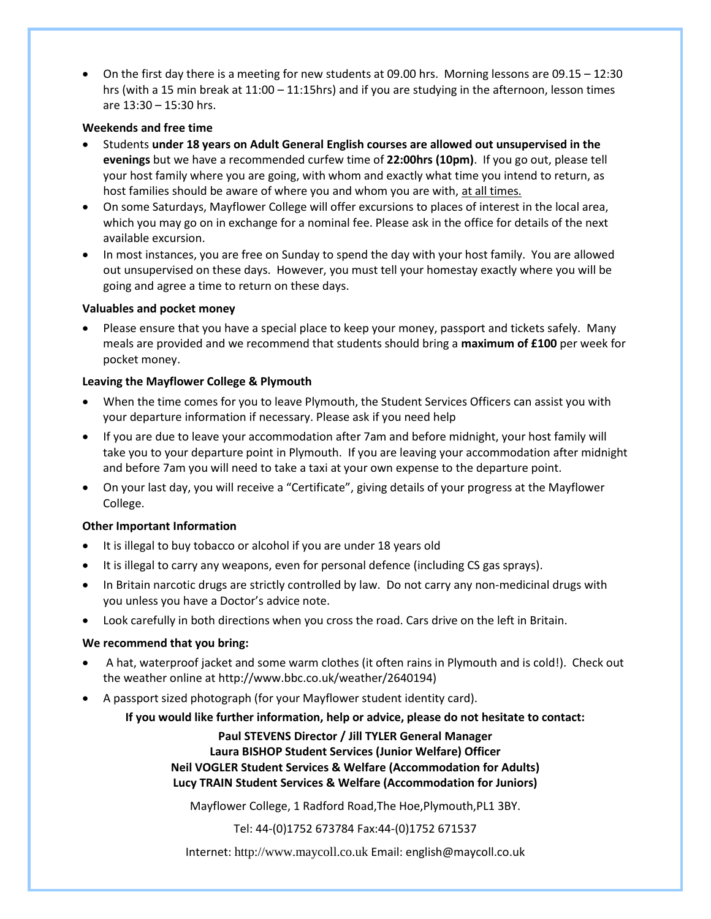- On the first day there is a meeting for new students at 09.00 hrs. Morning lessons are 09.15 – 12:30 hrs (with a 15 min break at 11:00 – 11:15hrs) and if you are studying in the afternoon, lesson times are 13:30 – 15:30 hrs.

**Weekends and free time**

- Students **under 18 years on Adult General English courses are allowed out unsupervised in the evenings** but we have a recommended curfew time of **22:00hrs (10pm)**. If you go out, please tell your host family where you are going, with whom and exactly what time you intend to return, as host families should be aware of where you and whom you are with, <u>at all times.</u>
- On some Saturdays, Mayflower College will offer excursions to places of interest in the local area, which you may go on in exchange for a nominal fee. Please ask in the office for details of the next available excursion.
- In most instances, you are free on Sunday to spend the day with your host family. You are allowed out unsupervised on these days. However, you must tell your homestay exactly where you will be going and agree a time to return on these days.

**Valuables and pocket money**

- Please ensure that you have a special place to keep your money, passport and tickets safely. Many meals are provided and we recommend that students should bring a **maximum of £100** per week for pocket money.

**Leaving the Mayflower College & Plymouth**

- When the time comes for you to leave Plymouth, the Student Services Officers can assist you with your departure information if necessary. Please ask if you need help
- If you are due to leave your accommodation after 7am and before midnight, your host family will take you to your departure point in Plymouth. If you are leaving your accommodation after midnight and before 7am you will need to take a taxi at your own expense to the departure point.
- On your last day, you will receive a "Certificate", giving details of your progress at the Mayflower College.

**Other Important Information**

- It is illegal to buy tobacco or alcohol if you are under 18 years old
- It is illegal to carry any weapons, even for personal defence (including CS gas sprays).
- In Britain narcotic drugs are strictly controlled by law. Do not carry any non-medicinal drugs with you unless you have a Doctor's advice note.
- Look carefully in both directions when you cross the road. Cars drive on the left in Britain.

**We recommend that you bring:**

- A hat, waterproof jacket and some warm clothes (it often rains in Plymouth and is cold!). Check out the weather online at http://www.bbc.co.uk/weather/2640194)
- A passport sized photograph (for your Mayflower student identity card).

**If you would like further information, help or advice, please do not hesitate to contact:**

**Paul STEVENS Director / Jill TYLER General Manager**
**Laura BISHOP Student Services (Junior Welfare) Officer**
**Neil VOGLER Student Services & Welfare (Accommodation for Adults)**
**Lucy TRAIN Student Services & Welfare (Accommodation for Juniors)**

Mayflower College, 1 Radford Road,The Hoe,Plymouth,PL1 3BY.

Tel: 44-(0)1752 673784 Fax:44-(0)1752 671537

Internet: http://www.maycoll.co.uk Email: english@maycoll.co.uk